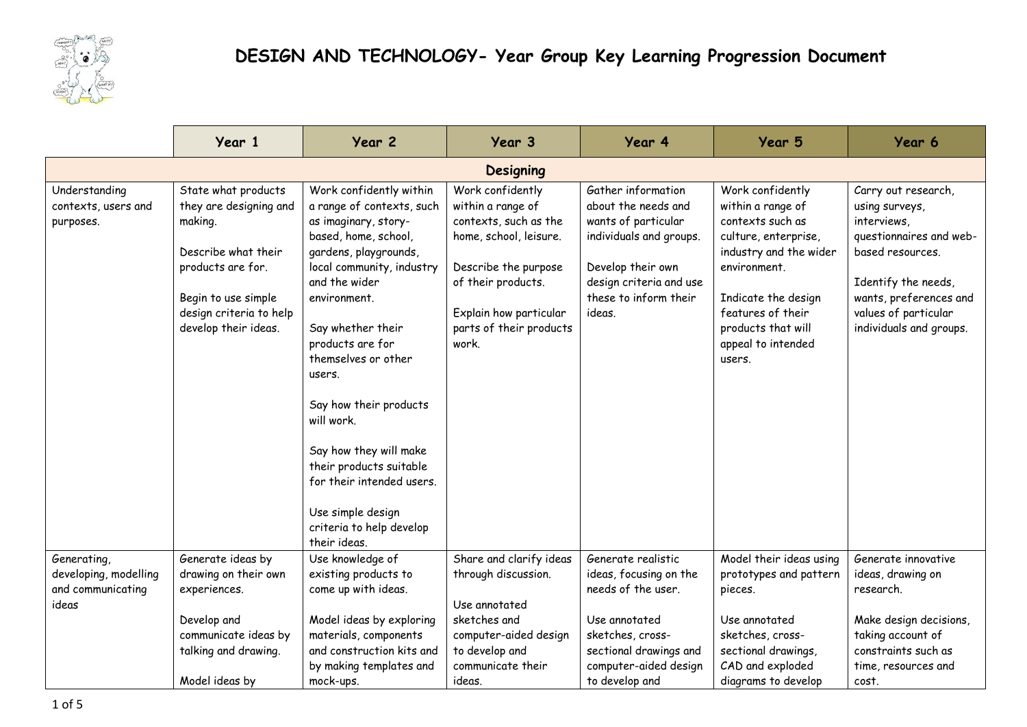# DESIGN AND TECHNOLOGY- Year Group Key Learning Progression Document

| | Year 1 | Year 2 | Year 3 | Year 4 | Year 5 | Year 6 |
|---|---|---|---|---|---|---|
| **Designing** | | | | | | |
| Understanding contexts, users and purposes. | State what products they are designing and making.<br><br>Describe what their products are for.<br><br>Begin to use simple design criteria to help develop their ideas. | Work confidently within a range of contexts, such as imaginary, story-based, home, school, gardens, playgrounds, local community, industry and the wider environment.<br><br>Say whether their products are for themselves or other users.<br><br>Say how their products will work.<br><br>Say how they will make their products suitable for their intended users.<br><br>Use simple design criteria to help develop their ideas. | Work confidently within a range of contexts, such as the home, school, leisure.<br><br>Describe the purpose of their products.<br><br>Explain how particular parts of their products work. | Gather information about the needs and wants of particular individuals and groups.<br><br>Develop their own design criteria and use these to inform their ideas. | Work confidently within a range of contexts such as culture, enterprise, industry and the wider environment.<br><br>Indicate the design features of their products that will appeal to intended users. | Carry out research, using surveys, interviews, questionnaires and web-based resources.<br><br>Identify the needs, wants, preferences and values of particular individuals and groups. |
| Generating, developing, modelling and communicating ideas | Generate ideas by drawing on their own experiences.<br><br>Develop and communicate ideas by talking and drawing.<br><br>Model ideas by | Use knowledge of existing products to come up with ideas.<br><br>Model ideas by exploring materials, components and construction kits and by making templates and mock-ups. | Share and clarify ideas through discussion.<br><br>Use annotated sketches and computer-aided design to develop and communicate their ideas. | Generate realistic ideas, focusing on the needs of the user.<br><br>Use annotated sketches, cross-sectional drawings and computer-aided design to develop and | Model their ideas using prototypes and pattern pieces.<br><br>Use annotated sketches, cross-sectional drawings, CAD and exploded diagrams to develop | Generate innovative ideas, drawing on research.<br><br>Make design decisions, taking account of constraints such as time, resources and cost. |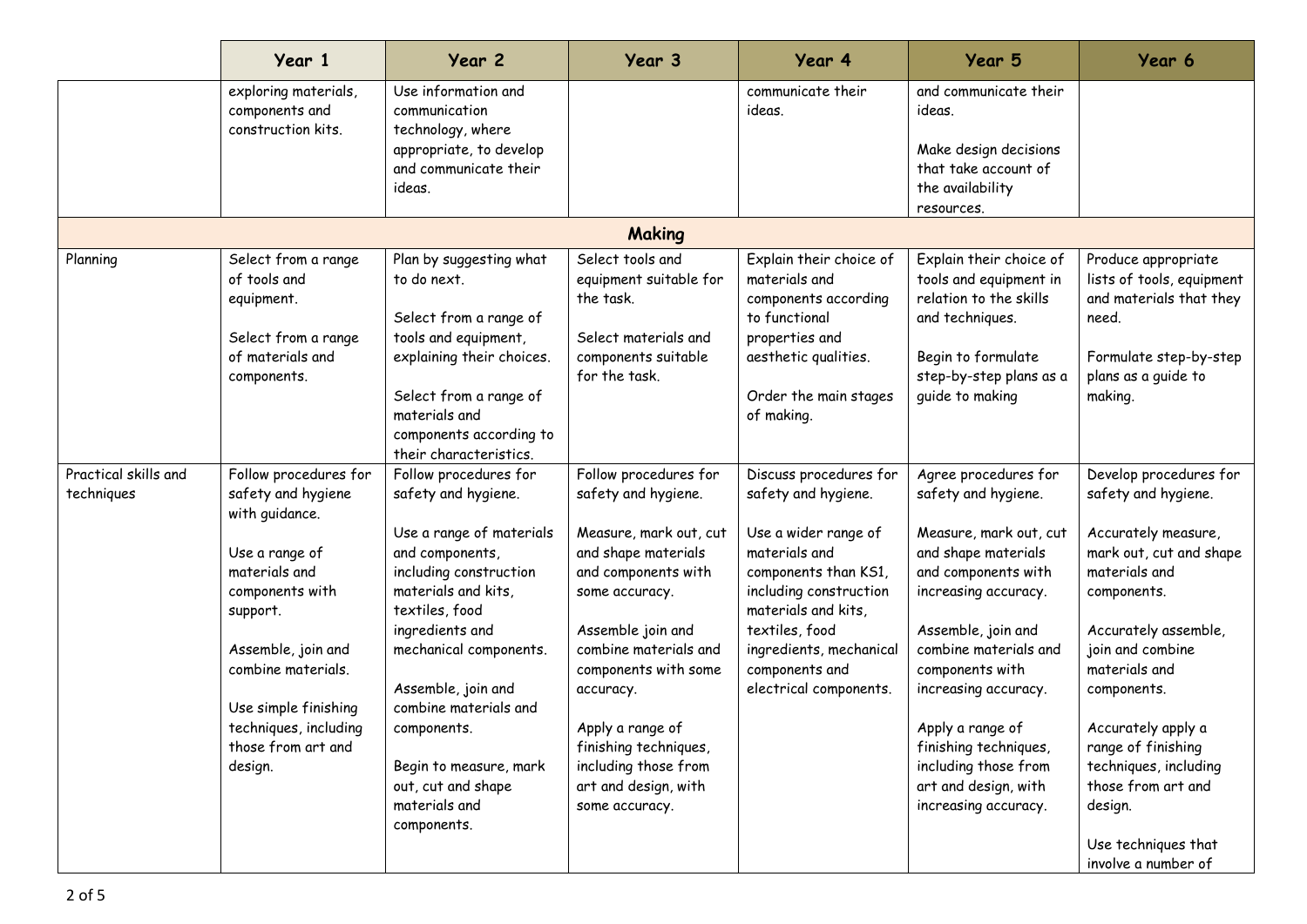| | Year 1 | Year 2 | Year 3 | Year 4 | Year 5 | Year 6 |
|---|---|---|---|---|---|---|
| | exploring materials, components and construction kits. | Use information and communication technology, where appropriate, to develop and communicate their ideas. | | communicate their ideas. | and communicate their ideas.<br><br>Make design decisions that take account of the availability resources. | |
| **Making** | | | | | | |
| Planning | Select from a range of tools and equipment.<br><br>Select from a range of materials and components. | Plan by suggesting what to do next.<br><br>Select from a range of tools and equipment, explaining their choices.<br><br>Select from a range of materials and components according to their characteristics. | Select tools and equipment suitable for the task.<br><br>Select materials and components suitable for the task. | Explain their choice of materials and components according to functional properties and aesthetic qualities.<br><br>Order the main stages of making. | Explain their choice of tools and equipment in relation to the skills and techniques.<br><br>Begin to formulate step-by-step plans as a guide to making | Produce appropriate lists of tools, equipment and materials that they need.<br><br>Formulate step-by-step plans as a guide to making. |
| Practical skills and techniques | Follow procedures for safety and hygiene with guidance.<br><br>Use a range of materials and components with support.<br><br>Assemble, join and combine materials.<br><br>Use simple finishing techniques, including those from art and design. | Follow procedures for safety and hygiene.<br><br>Use a range of materials and components, including construction materials and kits, textiles, food ingredients and mechanical components.<br><br>Assemble, join and combine materials and components.<br><br>Begin to measure, mark out, cut and shape materials and components. | Follow procedures for safety and hygiene.<br><br>Measure, mark out, cut and shape materials and components with some accuracy.<br><br>Assemble join and combine materials and components with some accuracy.<br><br>Apply a range of finishing techniques, including those from art and design, with some accuracy. | Discuss procedures for safety and hygiene.<br><br>Use a wider range of materials and components than KS1, including construction materials and kits, textiles, food ingredients, mechanical components and electrical components. | Agree procedures for safety and hygiene.<br><br>Measure, mark out, cut and shape materials and components with increasing accuracy.<br><br>Assemble, join and combine materials and components with increasing accuracy.<br><br>Apply a range of finishing techniques, including those from art and design, with increasing accuracy. | Develop procedures for safety and hygiene.<br><br>Accurately measure, mark out, cut and shape materials and components.<br><br>Accurately assemble, join and combine materials and components.<br><br>Accurately apply a range of finishing techniques, including those from art and design.<br><br>Use techniques that involve a number of |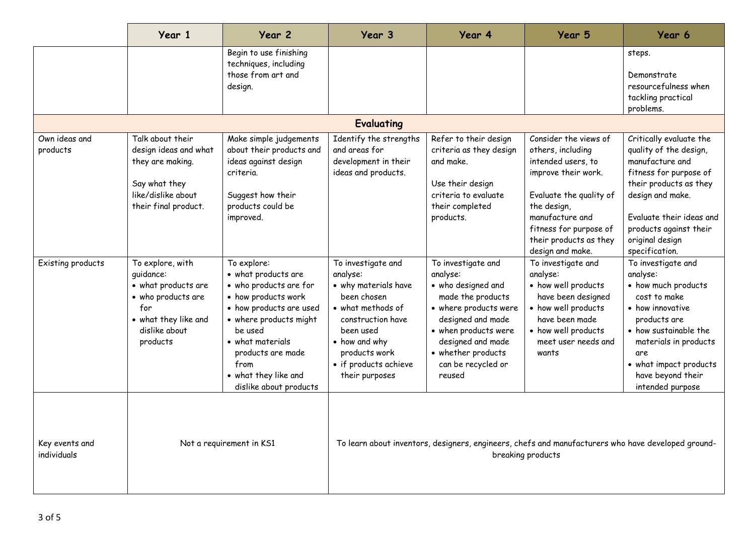| | Year 1 | Year 2 | Year 3 | Year 4 | Year 5 | Year 6 |
|---|---|---|---|---|---|---|
| | | Begin to use finishing techniques, including those from art and design. | | | | steps.<br><br>Demonstrate resourcefulness when tackling practical problems. |
| **Evaluating** | | | | | | |
| Own ideas and products | Talk about their design ideas and what they are making.<br><br>Say what they like/dislike about their final product. | Make simple judgements about their products and ideas against design criteria.<br><br>Suggest how their products could be improved. | Identify the strengths and areas for development in their ideas and products. | Refer to their design criteria as they design and make.<br><br>Use their design criteria to evaluate their completed products. | Consider the views of others, including intended users, to improve their work.<br><br>Evaluate the quality of the design, manufacture and fitness for purpose of their products as they design and make. | Critically evaluate the quality of the design, manufacture and fitness for purpose of their products as they design and make.<br><br>Evaluate their ideas and products against their original design specification. |
| Existing products | To explore, with guidance:<br>• what products are<br>• who products are for<br>• what they like and dislike about products | To explore:<br>• what products are<br>• who products are for<br>• how products work<br>• how products are used<br>• where products might be used<br>• what materials products are made from<br>• what they like and dislike about products | To investigate and analyse:<br>• why materials have been chosen<br>• what methods of construction have been used<br>• how and why products work<br>• if products achieve their purposes | To investigate and analyse:<br>• who designed and made the products<br>• where products were designed and made<br>• when products were designed and made<br>• whether products can be recycled or reused | To investigate and analyse:<br>• how well products have been designed<br>• how well products have been made<br>• how well products meet user needs and wants | To investigate and analyse:<br>• how much products cost to make<br>• how innovative products are<br>• how sustainable the materials in products are<br>• what impact products have beyond their intended purpose |
| Key events and individuals | Not a requirement in KS1 | | To learn about inventors, designers, engineers, chefs and manufacturers who have developed ground-breaking products | | | |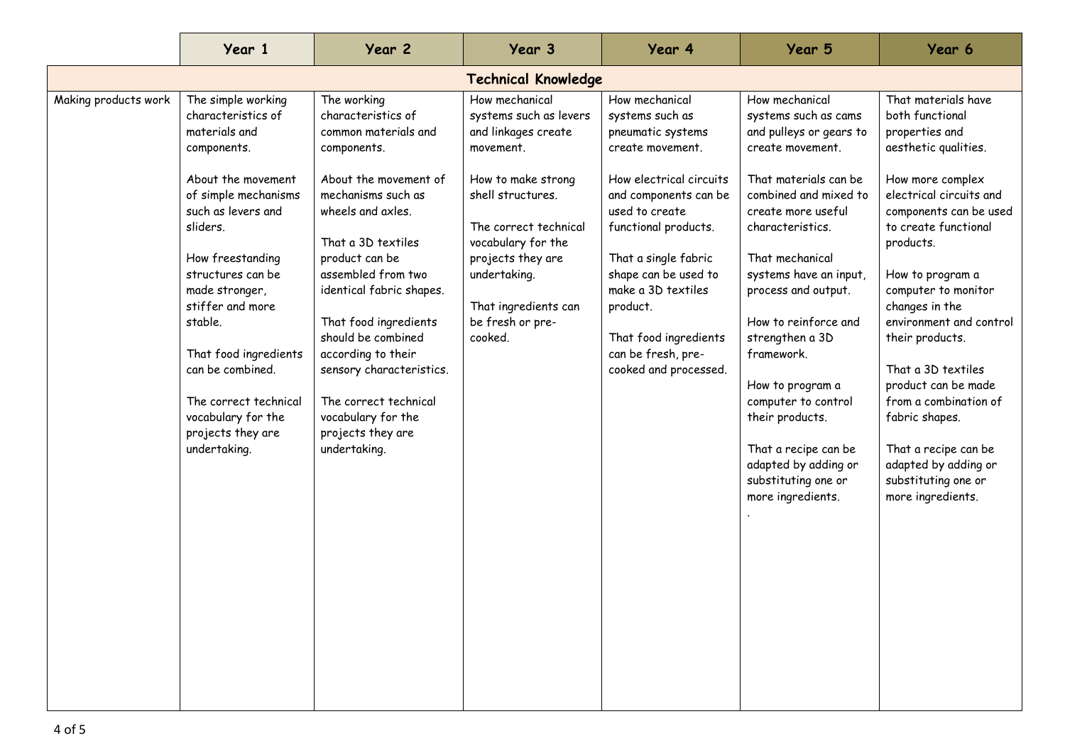| | Year 1 | Year 2 | Year 3 | Year 4 | Year 5 | Year 6 |
|---|---|---|---|---|---|---|
| **Technical Knowledge** | | | | | | |
| Making products work | The simple working characteristics of materials and components.<br><br>About the movement of simple mechanisms such as levers and sliders.<br><br>How freestanding structures can be made stronger, stiffer and more stable.<br><br>That food ingredients can be combined.<br><br>The correct technical vocabulary for the projects they are undertaking. | The working characteristics of common materials and components.<br><br>About the movement of mechanisms such as wheels and axles.<br><br>That a 3D textiles product can be assembled from two identical fabric shapes.<br><br>That food ingredients should be combined according to their sensory characteristics.<br><br>The correct technical vocabulary for the projects they are undertaking. | How mechanical systems such as levers and linkages create movement.<br><br>How to make strong shell structures.<br><br>The correct technical vocabulary for the projects they are undertaking.<br><br>That ingredients can be fresh or pre-cooked. | How mechanical systems such as pneumatic systems create movement.<br><br>How electrical circuits and components can be used to create functional products.<br><br>That a single fabric shape can be used to make a 3D textiles product.<br><br>That food ingredients can be fresh, pre-cooked and processed. | How mechanical systems such as cams and pulleys or gears to create movement.<br><br>That materials can be combined and mixed to create more useful characteristics.<br><br>That mechanical systems have an input, process and output.<br><br>How to reinforce and strengthen a 3D framework.<br><br>How to program a computer to control their products.<br><br>That a recipe can be adapted by adding or substituting one or more ingredients.<br>. | That materials have both functional properties and aesthetic qualities.<br><br>How more complex electrical circuits and components can be used to create functional products.<br><br>How to program a computer to monitor changes in the environment and control their products.<br><br>That a 3D textiles product can be made from a combination of fabric shapes.<br><br>That a recipe can be adapted by adding or substituting one or more ingredients. |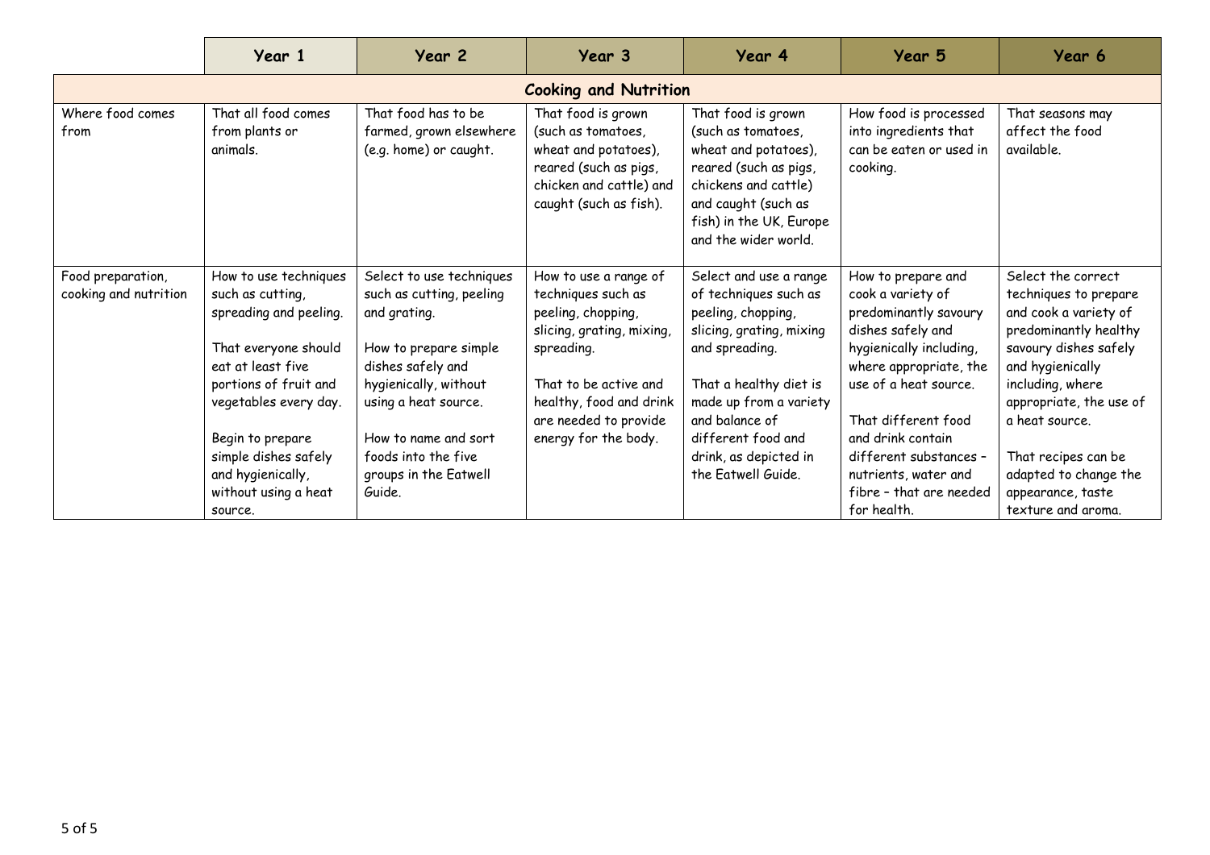| | Year 1 | Year 2 | Year 3 | Year 4 | Year 5 | Year 6 |
|---|---|---|---|---|---|---|
| **Cooking and Nutrition** | | | | | | |
| Where food comes from | That all food comes from plants or animals. | That food has to be farmed, grown elsewhere (e.g. home) or caught. | That food is grown (such as tomatoes, wheat and potatoes), reared (such as pigs, chicken and cattle) and caught (such as fish). | That food is grown (such as tomatoes, wheat and potatoes), reared (such as pigs, chickens and cattle) and caught (such as fish) in the UK, Europe and the wider world. | How food is processed into ingredients that can be eaten or used in cooking. | That seasons may affect the food available. |
| Food preparation, cooking and nutrition | How to use techniques such as cutting, spreading and peeling.<br><br>That everyone should eat at least five portions of fruit and vegetables every day.<br><br>Begin to prepare simple dishes safely and hygienically, without using a heat source. | Select to use techniques such as cutting, peeling and grating.<br><br>How to prepare simple dishes safely and hygienically, without using a heat source.<br><br>How to name and sort foods into the five groups in the Eatwell Guide. | How to use a range of techniques such as peeling, chopping, slicing, grating, mixing, spreading.<br><br>That to be active and healthy, food and drink are needed to provide energy for the body. | Select and use a range of techniques such as peeling, chopping, slicing, grating, mixing and spreading.<br><br>That a healthy diet is made up from a variety and balance of different food and drink, as depicted in the Eatwell Guide. | How to prepare and cook a variety of predominantly savoury dishes safely and hygienically including, where appropriate, the use of a heat source.<br><br>That different food and drink contain different substances – nutrients, water and fibre – that are needed for health. | Select the correct techniques to prepare and cook a variety of predominantly healthy savoury dishes safely and hygienically including, where appropriate, the use of a heat source.<br><br>That recipes can be adapted to change the appearance, taste texture and aroma. |